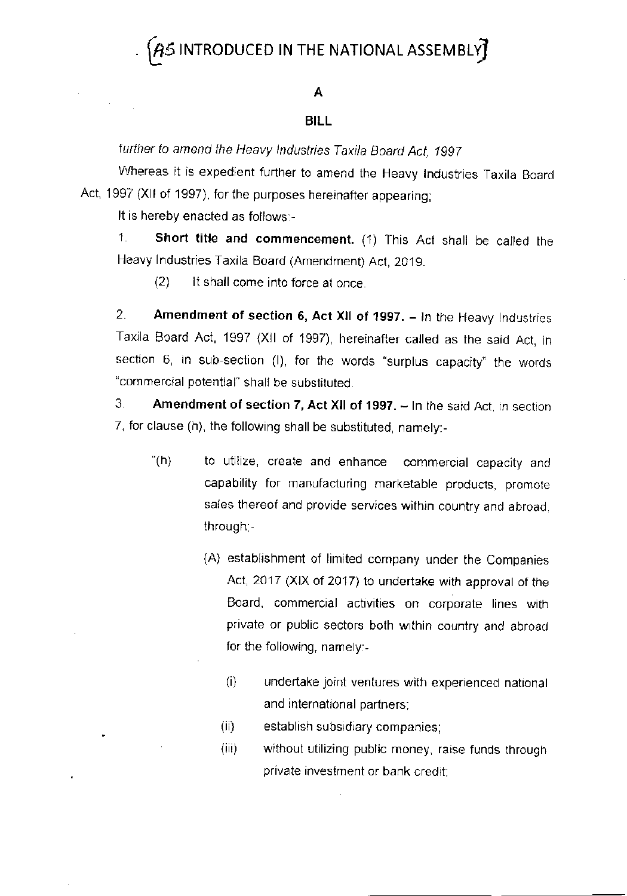# [AS INTRODUCED IN THE NATIONAL ASSEMBLY]

## A

## BILL

*further to amend the Heavy Industries Taxila Board Act, 1997*

Whereas it is expedient further to amend the Heavy Industries Taxila Board Act, 1997 (XII of 1997), for the purposes hereinafter appearing;

It is hereby enacted as follows:-

1. **Short title and commencement.** (1) This Act shall be called the Heavy Industries Taxila Board (Amendment) Act, 2019.

   (2) It shall come into force at once.

2. **Amendment of section 6, Act XII of 1997.** – In the Heavy Industries Taxila Board Act, 1997 (XII of 1997), hereinafter called as the said Act, in section 6, in sub-section (I), for the words "surplus capacity" the words "commercial potential" shall be substituted.

3. **Amendment of section 7, Act XII of 1997.** – In the said Act, in section 7, for clause (h), the following shall be substituted, namely:-

   "(h) to utilize, create and enhance commercial capacity and capability for manufacturing marketable products, promote sales thereof and provide services within country and abroad, through;-

   (A) establishment of limited company under the Companies Act, 2017 (XIX of 2017) to undertake with approval of the Board, commercial activities on corporate lines with private or public sectors both within country and abroad for the following, namely:-

   (i) undertake joint ventures with experienced national and international partners;

   (ii) establish subsidiary companies;

   (iii) without utilizing public money, raise funds through private investment or bank credit;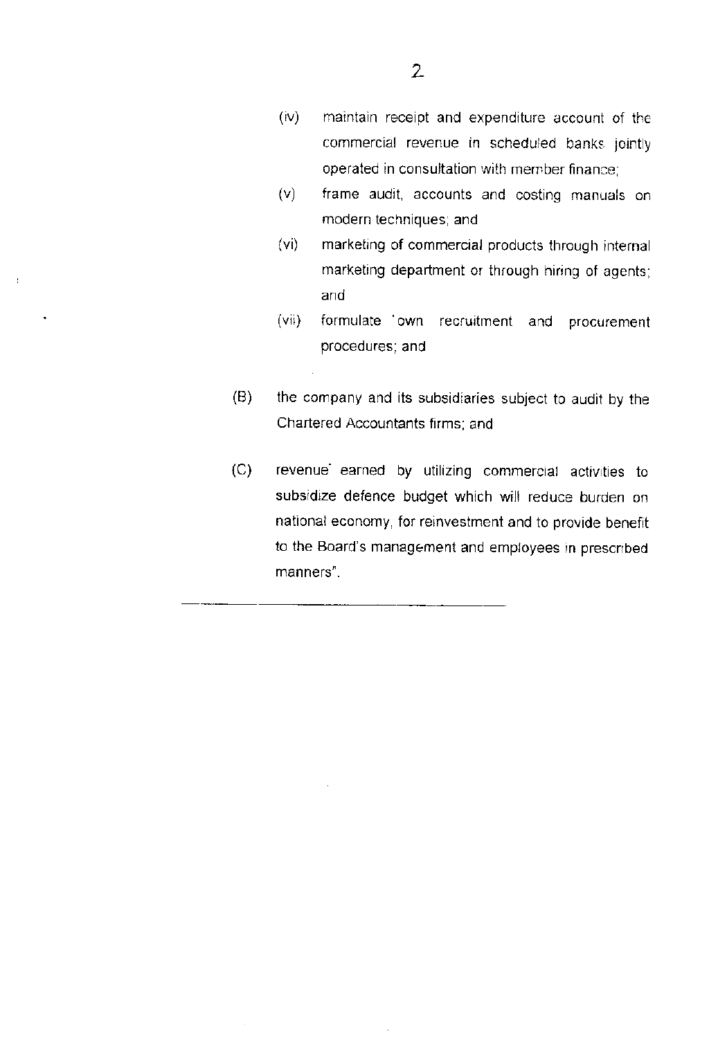(iv) maintain receipt and expenditure account of the commercial revenue in scheduled banks jointly operated in consultation with member finance;

(v) frame audit, accounts and costing manuals on modern techniques; and

(vi) marketing of commercial products through internal marketing department or through hiring of agents; and

(vii) formulate own recruitment and procurement procedures; and

(B) the company and its subsidiaries subject to audit by the Chartered Accountants firms; and

(C) revenue earned by utilizing commercial activities to subsidize defence budget which will reduce burden on national economy, for reinvestment and to provide benefit to the Board's management and employees in prescribed manners".

---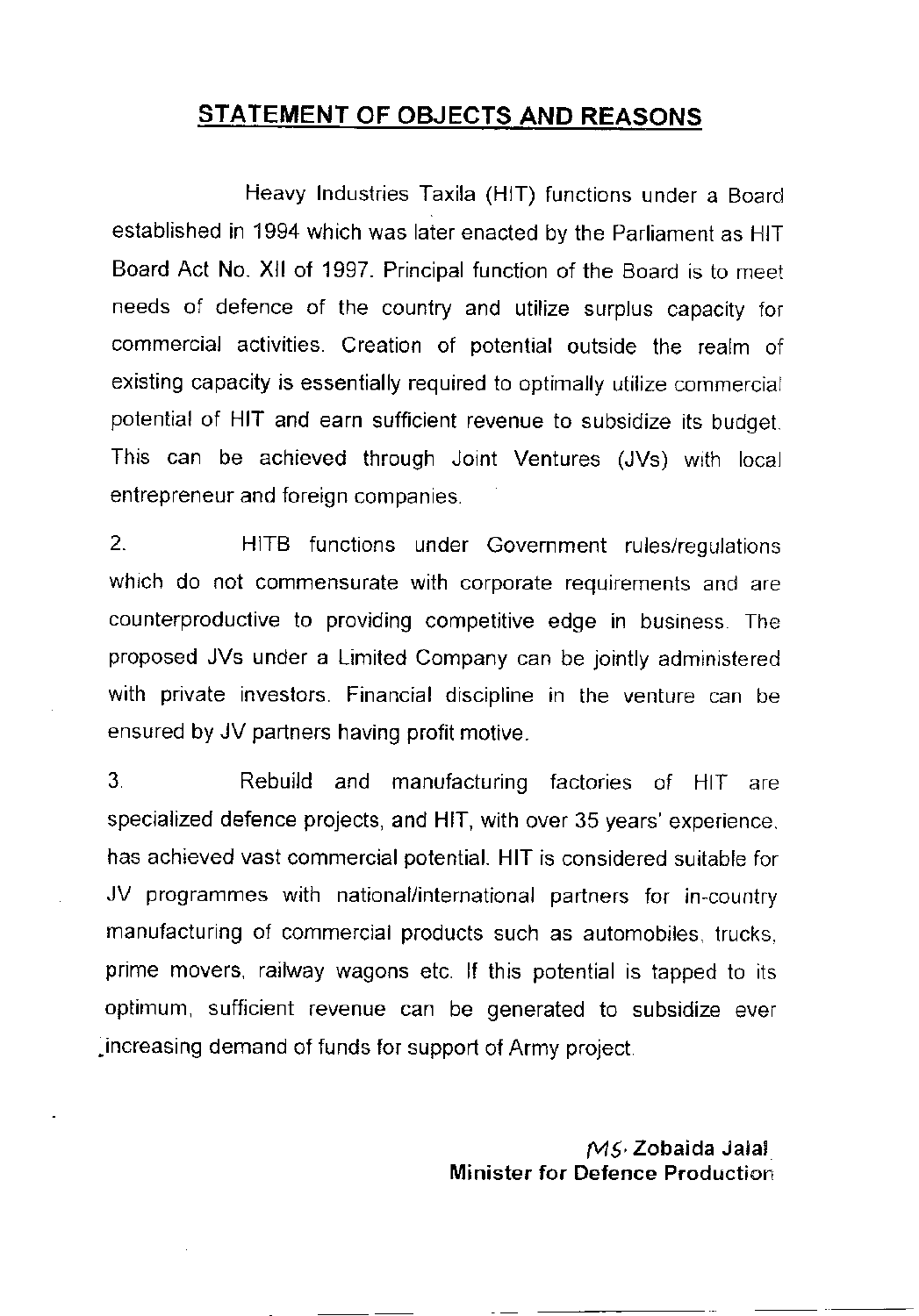## STATEMENT OF OBJECTS AND REASONS

Heavy Industries Taxila (HIT) functions under a Board established in 1994 which was later enacted by the Parliament as HIT Board Act No. XII of 1997. Principal function of the Board is to meet needs of defence of the country and utilize surplus capacity for commercial activities. Creation of potential outside the realm of existing capacity is essentially required to optimally utilize commercial potential of HIT and earn sufficient revenue to subsidize its budget. This can be achieved through Joint Ventures (JVs) with local entrepreneur and foreign companies.

2. HITB functions under Government rules/regulations which do not commensurate with corporate requirements and are counterproductive to providing competitive edge in business. The proposed JVs under a Limited Company can be jointly administered with private investors. Financial discipline in the venture can be ensured by JV partners having profit motive.

3. Rebuild and manufacturing factories of HIT are specialized defence projects, and HIT, with over 35 years' experience, has achieved vast commercial potential. HIT is considered suitable for JV programmes with national/international partners for in-country manufacturing of commercial products such as automobiles, trucks, prime movers, railway wagons etc. If this potential is tapped to its optimum, sufficient revenue can be generated to subsidize ever increasing demand of funds for support of Army project.

**MS. Zobaida Jalal**
**Minister for Defence Production**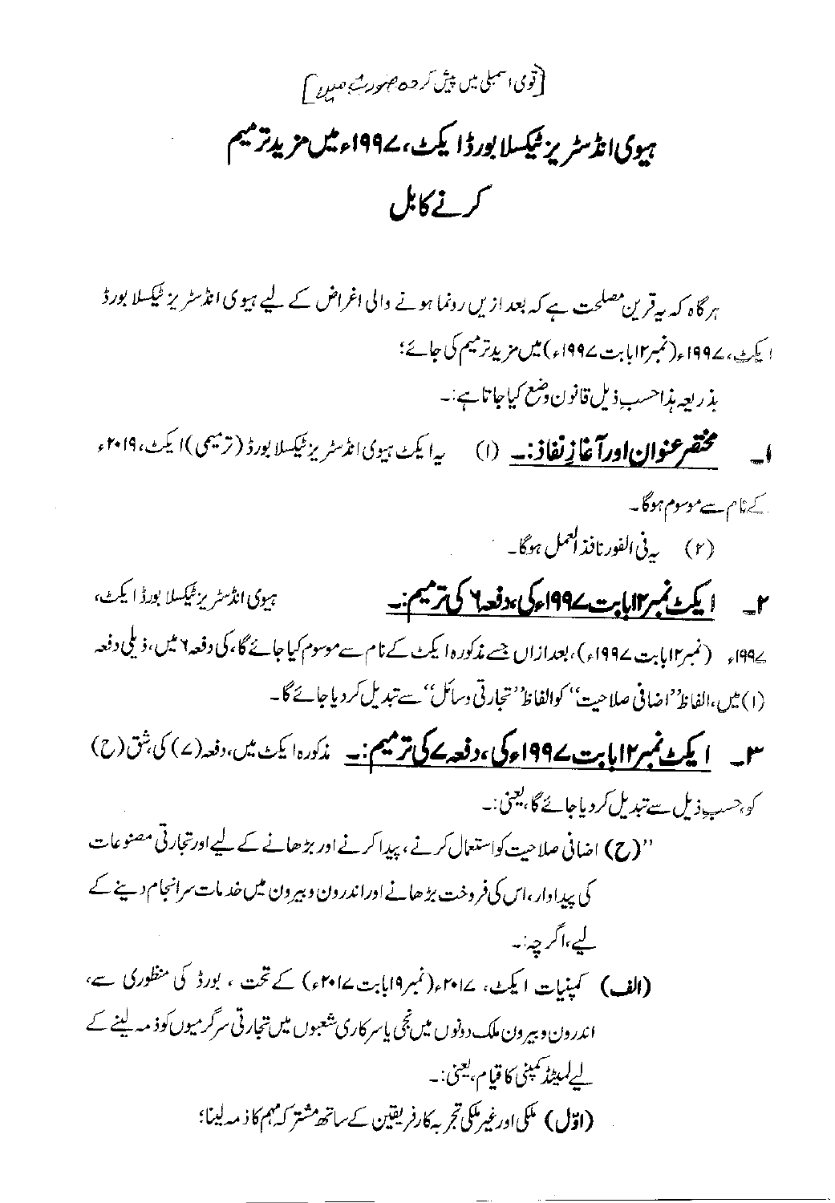[قومی اسمبلی میں پیش کردہ صورت میں]

# ہیوی انڈسٹریز ٹیکسلا بورڈ ایکٹ، ۱۹۹۷ء میں مزید ترمیم کرنے کا بل

ہر گاہ کہ یہ قرین مصلحت ہے کہ بعد ازیں رونما ہوتے والی اغراض کے لیے ہیوی انڈسٹریز ٹیکسلا بورڈ ایکٹ، ۱۹۹۷ء (نمبر ۱۲ بابت ۱۹۹۷ء) میں مزید ترمیم کی جائے؛

بذریعہ ہذا حسب ذیل قانون وضع کیا جاتا ہے:۔

**۱۔ مختصر عنوان اور آغاز نفاذ:۔** (۱) یہ ایکٹ ہیوی انڈسٹریز ٹیکسلا بورڈ (ترمیمی) ایکٹ، ۲۰۱۹ء کے نام سے موسوم ہوگا۔

(۲) یہ فی الفور نافذ العمل ہوگا۔

**۲۔ ایکٹ نمبر ۱۲ بابت ۱۹۹۷ء کی، دفعہ ۶ کی ترمیم:۔** ہیوی انڈسٹریز ٹیکسلا بورڈ ایکٹ، ۱۹۹۷ء (نمبر ۱۲ بابت ۱۹۹۷ء)، بعد ازاں جسے مذکورہ ایکٹ کے نام سے موسوم کیا جائے گا، کی دفعہ ۶ میں، ذیلی دفعہ (۱) میں، الفاظ "اضافی صلاحیت" کو الفاظ "تجارتی وسائل" سے تبدیل کر دیا جائے گا۔

**۳۔ ایکٹ نمبر ۱۲ بابت ۱۹۹۷ء کی، دفعہ ۷ کی ترمیم:۔** مذکورہ ایکٹ میں، دفعہ (۷) کی شق (ح) کو حسب ذیل سے تبدیل کر دیا جائے گا، یعنی:۔

"**(ح)** اضافی صلاحیت کو استعمال کرنے، پیدا کرنے اور بڑھانے کے لیے اور تجارتی مصنوعات کی پیداوار، اس کی فروخت بڑھانے اور اندرون و بیرون میں خدمات سر انجام دینے کے لیے، اگرچہ:۔

**(الف)** کمپنیات ایکٹ، ۲۰۱۷ء (نمبر ۱۹ بابت ۲۰۱۷ء) کے تحت، بورڈ کی منظوری سے، اندرون و بیرون ملک دونوں میں نجی یا سرکاری شعبوں میں تجارتی سرگرمیوں کو ذمہ لینے کے لیے لمیٹڈ کمپنی کا قیام، یعنی:۔

**(اول)** ملکی اور غیر ملکی تجربہ کار فریقین کے ساتھ مشترکہ مہم کا ذمہ لینا؛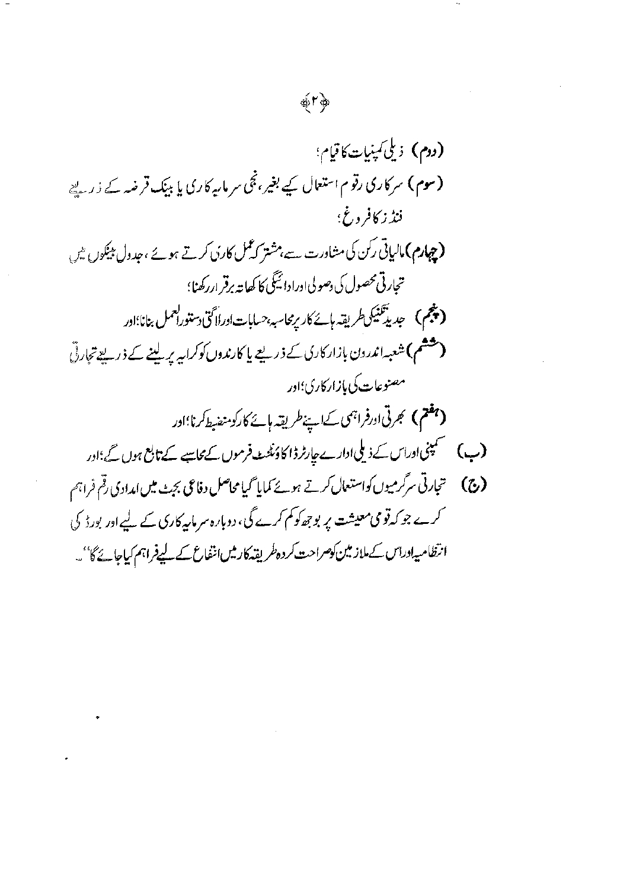(دوم) ذیلی کمپنیات کا قیام؛

(سوم) سرکاری رقوم استعمال کیے بغیر، نجی سرمایہ کاری یا بینک قرضہ کے ذریعے فنڈز کا فروغ؛

(چہارم) مالیاتی رکن کی مشاورت سے، مشترکہ عمل کاری کرتے ہوئے، جدول بینکوں میں تجارتی محصول کی وصولی اور ادائیگی کا کھاتہ برقرار رکھنا؛

(پنجم) جدید تکنیکی طریقہ ہائے کار برمحاسبہ، حسابات اور لاگتی دستور العمل بنانا؛ اور

(ششم) شعبہ اندرون بازارکاری کے ذریعے یا کارندوں کو کرایہ پر لینے کے ذریعے تجارتی مصنوعات کی بازارکاری؛ اور

(ہفتم) بھرتی اور فراہمی کے اپنے طریقہ ہائے کار کو منضبط کرنا؛ اور

(ب) کمپنی اور اس کے ذیلی ادارے چارٹرڈ اکاؤنٹنٹ فرموں کے محاسبے کے تابع ہوں گے؛ اور

(ج) تجارتی سرگرمیوں کو استعمال کرتے ہوئے کمایا گیا ماحاصل دفاعی بجٹ میں امدادی رقم فراہم کرے جو کہ قومی معیشت پر بوجھ کو کم کرے گی، دوبارہ سرمایہ کاری کے لیے اور بورڈ کی انتظامیہ اور اس کے ملازمین کو صراحت کردہ طریقہ کار میں انتفاع کے لیے فراہم کیا جائے گا''۔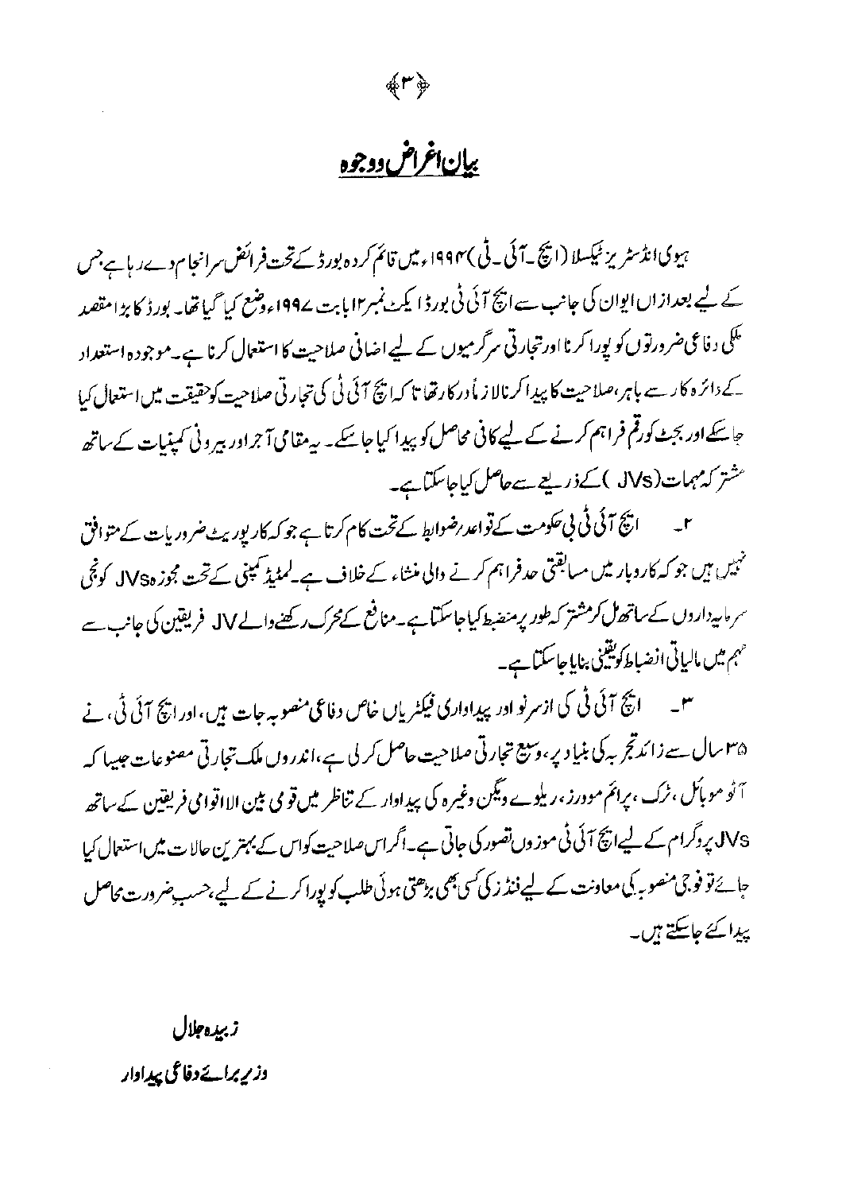## بیان اغراض ووجوہ

ہیوی انڈسٹریز ٹیکسلا (ایچ۔آئی۔ٹی) ۱۹۹۴ء میں قائم کردہ بورڈ کے تحت فرائض سرانجام دے رہا ہے جس کے لیے بعدازاں ایوان کی جانب سے ایچ آئی ٹی بورڈ ایکٹ نمبر ۱۲ بابت ۱۹۹۷ء وضع کیا گیا تھا۔ بورڈ کا بڑا مقصد ملکی دفاعی ضرورتوں کو پورا کرنا اور تجارتی سرگرمیوں کے لیے اضافی صلاحیت کا استعمال کرنا ہے۔ موجودہ استعداد کے دائرہ کار سے باہر، صلاحیت کا پیدا کرنا لازم ہو رہا تھا تاکہ ایچ آئی ٹی کی تجارتی صلاحیت کو حقیقت میں استعمال کیا جا سکے اور بجٹ کو رقم فراہم کرنے کے لیے کافی محاصل کو پیدا کیا جا سکے۔ یہ مقامی آجر اور بیرونی کمپنیات کے ساتھ مشترکہ مہمات (JVs) کے ذریعے سے حاصل کیا جا سکتا ہے۔

۲۔ ایچ آئی ٹی بی حکومت کے قواعد و ضوابط کے تحت کام کرتا ہے جو کہ کارپوریٹ ضروریات کے متوافق نہیں ہیں جو کہ کاروبار میں مسابقتی حد فراہم کرنے والی منشاء کے خلاف ہے۔ لمیٹڈ کمپنی کے تحت مجوزہ JVs کو نجی سرمایہ داروں کے ساتھ مل کر مشترکہ طور پر منضبط کیا جا سکتا ہے۔ منافع کے محرک رکھنے والے JV فریقین کی جانب سے مہم میں مالیاتی انضباط کو یقینی بنایا جا سکتا ہے۔

۳۔ ایچ آئی ٹی کی ازسرنو اور پیداواری فیکٹریاں خاص دفاعی منصوبہ جات ہیں، اور ایچ آئی ٹی، نے ۳۵ سال سے زائد تجربہ کی بنیاد پر، وسیع تجارتی صلاحیت حاصل کر لی ہے، اندرون ملک تجارتی مصنوعات جیسا کہ آٹو موبائل، ٹرک، پرائم موورز، ریلوے ویگن وغیرہ کی پیداوار کے تناظر میں قومی بین الاقوامی فریقین کے ساتھ JVs پروگرام کے لیے ایچ آئی ٹی موزوں تصور کی جاتی ہے۔ اگر اس صلاحیت کو اس کے بہترین حالات میں استعمال کیا جائے تو فوجی منصوبہ کی معاونت کے لیے فنڈز کی کسی بھی بڑھتی ہوئی طلب کو پورا کرنے کے لیے، حسب ضرورت محاصل پیدا کیے جا سکتے ہیں۔

زبیدہ جلال

وزیر برائے دفاعی پیداوار